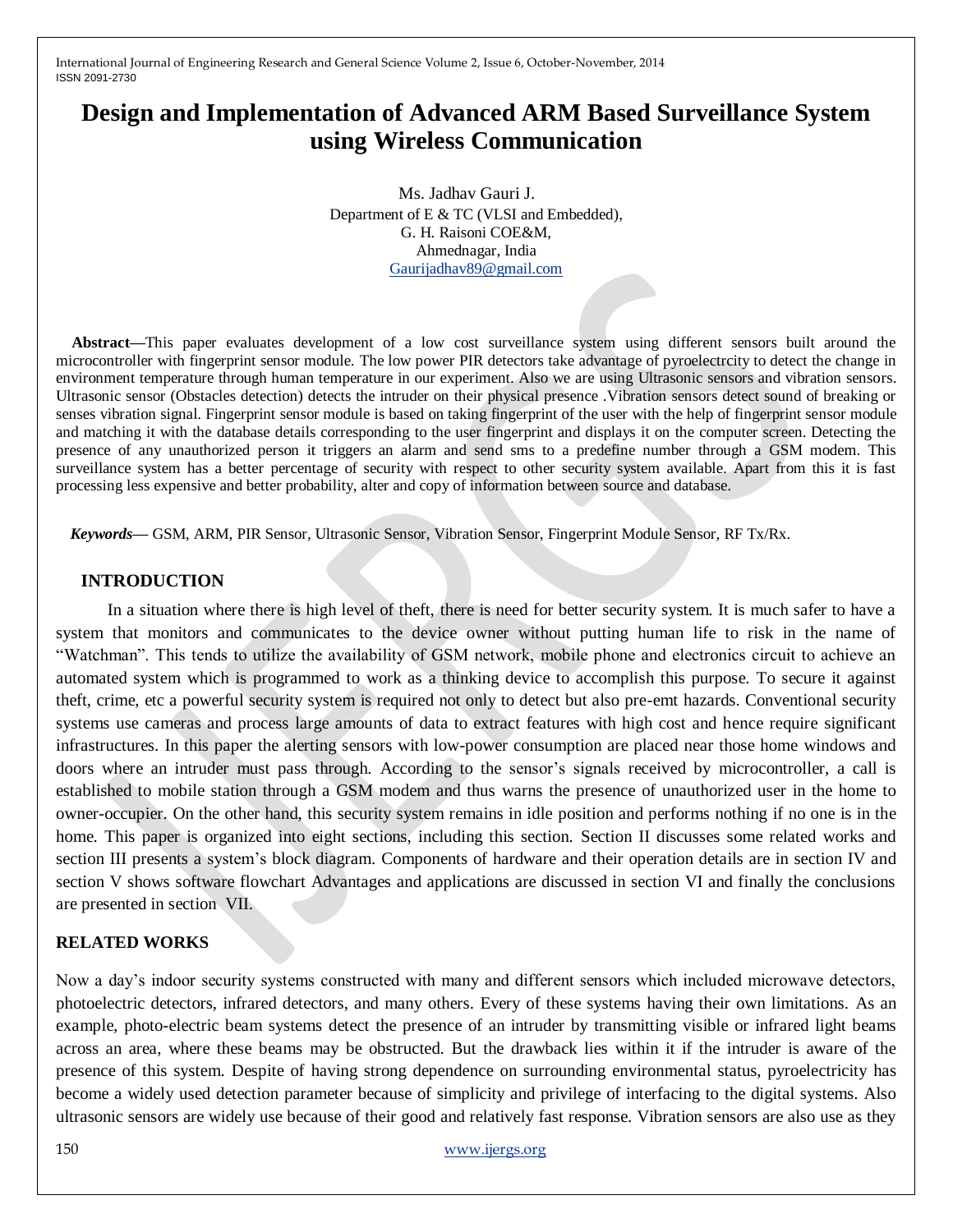# Design and Implementation of Advanced ARM Based Surveillance System using Wireless Communication

Ms. Jadhav Gauri J.
Department of E & TC (VLSI and Embedded),
G. H. Raisoni COE&M,
Ahmednagar, India
Gaurijadhav89@gmail.com

**Abstract—**This paper evaluates development of a low cost surveillance system using different sensors built around the microcontroller with fingerprint sensor module. The low power PIR detectors take advantage of pyroelectrcity to detect the change in environment temperature through human temperature in our experiment. Also we are using Ultrasonic sensors and vibration sensors. Ultrasonic sensor (Obstacles detection) detects the intruder on their physical presence .Vibration sensors detect sound of breaking or senses vibration signal. Fingerprint sensor module is based on taking fingerprint of the user with the help of fingerprint sensor module and matching it with the database details corresponding to the user fingerprint and displays it on the computer screen. Detecting the presence of any unauthorized person it triggers an alarm and send sms to a predefine number through a GSM modem. This surveillance system has a better percentage of security with respect to other security system available. Apart from this it is fast processing less expensive and better probability, alter and copy of information between source and database.

***Keywords*—** GSM, ARM, PIR Sensor, Ultrasonic Sensor, Vibration Sensor, Fingerprint Module Sensor, RF Tx/Rx.

## INTRODUCTION

In a situation where there is high level of theft, there is need for better security system. It is much safer to have a system that monitors and communicates to the device owner without putting human life to risk in the name of "Watchman". This tends to utilize the availability of GSM network, mobile phone and electronics circuit to achieve an automated system which is programmed to work as a thinking device to accomplish this purpose. To secure it against theft, crime, etc a powerful security system is required not only to detect but also pre-emt hazards. Conventional security systems use cameras and process large amounts of data to extract features with high cost and hence require significant infrastructures. In this paper the alerting sensors with low-power consumption are placed near those home windows and doors where an intruder must pass through. According to the sensor's signals received by microcontroller, a call is established to mobile station through a GSM modem and thus warns the presence of unauthorized user in the home to owner-occupier. On the other hand, this security system remains in idle position and performs nothing if no one is in the home. This paper is organized into eight sections, including this section. Section II discusses some related works and section III presents a system's block diagram. Components of hardware and their operation details are in section IV and section V shows software flowchart Advantages and applications are discussed in section VI and finally the conclusions are presented in section VII.

## RELATED WORKS

Now a day's indoor security systems constructed with many and different sensors which included microwave detectors, photoelectric detectors, infrared detectors, and many others. Every of these systems having their own limitations. As an example, photo-electric beam systems detect the presence of an intruder by transmitting visible or infrared light beams across an area, where these beams may be obstructed. But the drawback lies within it if the intruder is aware of the presence of this system. Despite of having strong dependence on surrounding environmental status, pyroelectricity has become a widely used detection parameter because of simplicity and privilege of interfacing to the digital systems. Also ultrasonic sensors are widely use because of their good and relatively fast response. Vibration sensors are also use as they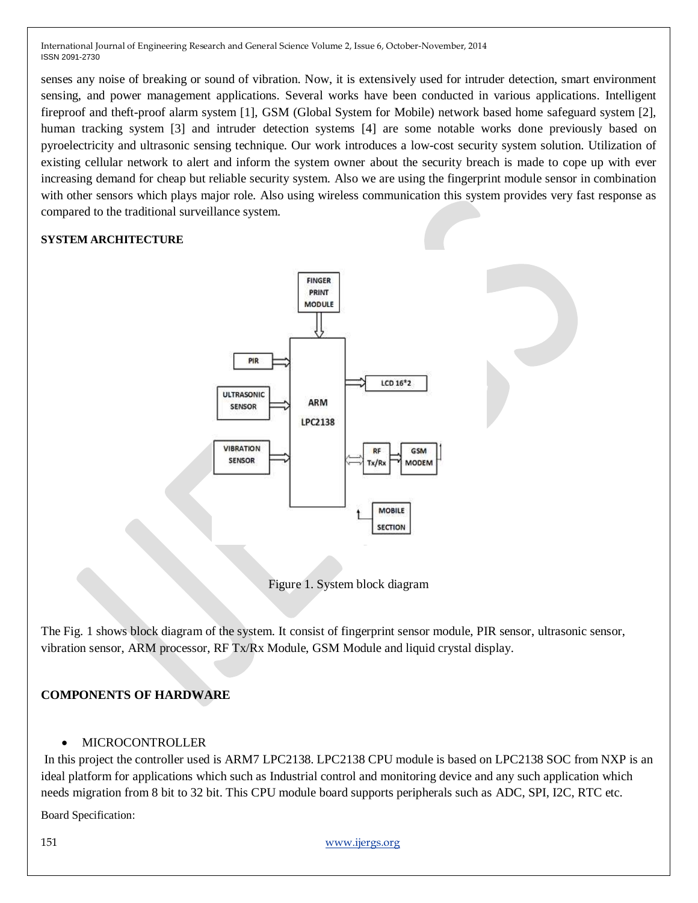senses any noise of breaking or sound of vibration. Now, it is extensively used for intruder detection, smart environment sensing, and power management applications. Several works have been conducted in various applications. Intelligent fireproof and theft-proof alarm system [1], GSM (Global System for Mobile) network based home safeguard system [2], human tracking system [3] and intruder detection systems [4] are some notable works done previously based on pyroelectricity and ultrasonic sensing technique. Our work introduces a low-cost security system solution. Utilization of existing cellular network to alert and inform the system owner about the security breach is made to cope up with ever increasing demand for cheap but reliable security system. Also we are using the fingerprint module sensor in combination with other sensors which plays major role. Also using wireless communication this system provides very fast response as compared to the traditional surveillance system.

## SYSTEM ARCHITECTURE

Figure 1. System block diagram

The Fig. 1 shows block diagram of the system. It consist of fingerprint sensor module, PIR sensor, ultrasonic sensor, vibration sensor, ARM processor, RF Tx/Rx Module, GSM Module and liquid crystal display.

## COMPONENTS OF HARDWARE

- MICROCONTROLLER

In this project the controller used is ARM7 LPC2138. LPC2138 CPU module is based on LPC2138 SOC from NXP is an ideal platform for applications which such as Industrial control and monitoring device and any such application which needs migration from 8 bit to 32 bit. This CPU module board supports peripherals such as ADC, SPI, I2C, RTC etc.

Board Specification: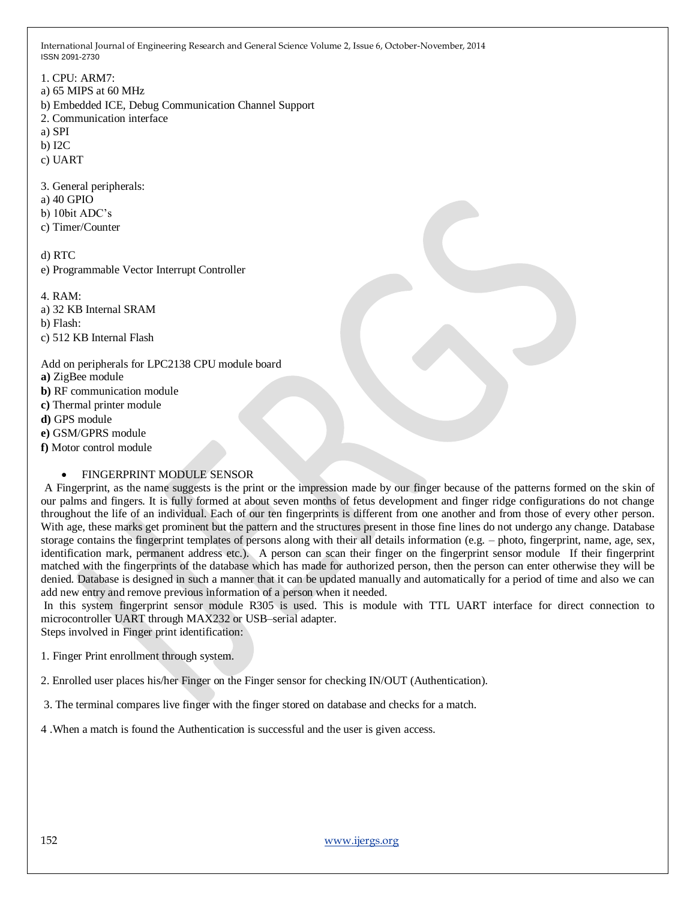1. CPU: ARM7:
a) 65 MIPS at 60 MHz
b) Embedded ICE, Debug Communication Channel Support
2. Communication interface
a) SPI
b) I2C
c) UART

3. General peripherals:
a) 40 GPIO
b) 10bit ADC's
c) Timer/Counter

d) RTC
e) Programmable Vector Interrupt Controller

4. RAM:
a) 32 KB Internal SRAM
b) Flash:
c) 512 KB Internal Flash

Add on peripherals for LPC2138 CPU module board
**a)** ZigBee module
**b)** RF communication module
**c)** Thermal printer module
**d)** GPS module
**e)** GSM/GPRS module
**f)** Motor control module

- FINGERPRINT MODULE SENSOR

A Fingerprint, as the name suggests is the print or the impression made by our finger because of the patterns formed on the skin of our palms and fingers. It is fully formed at about seven months of fetus development and finger ridge configurations do not change throughout the life of an individual. Each of our ten fingerprints is different from one another and from those of every other person. With age, these marks get prominent but the pattern and the structures present in those fine lines do not undergo any change. Database storage contains the fingerprint templates of persons along with their all details information (e.g. – photo, fingerprint, name, age, sex, identification mark, permanent address etc.). A person can scan their finger on the fingerprint sensor module If their fingerprint matched with the fingerprints of the database which has made for authorized person, then the person can enter otherwise they will be denied. Database is designed in such a manner that it can be updated manually and automatically for a period of time and also we can add new entry and remove previous information of a person when it needed.

In this system fingerprint sensor module R305 is used. This is module with TTL UART interface for direct connection to microcontroller UART through MAX232 or USB–serial adapter.

Steps involved in Finger print identification:

1. Finger Print enrollment through system.

2. Enrolled user places his/her Finger on the Finger sensor for checking IN/OUT (Authentication).

3. The terminal compares live finger with the finger stored on database and checks for a match.

4 .When a match is found the Authentication is successful and the user is given access.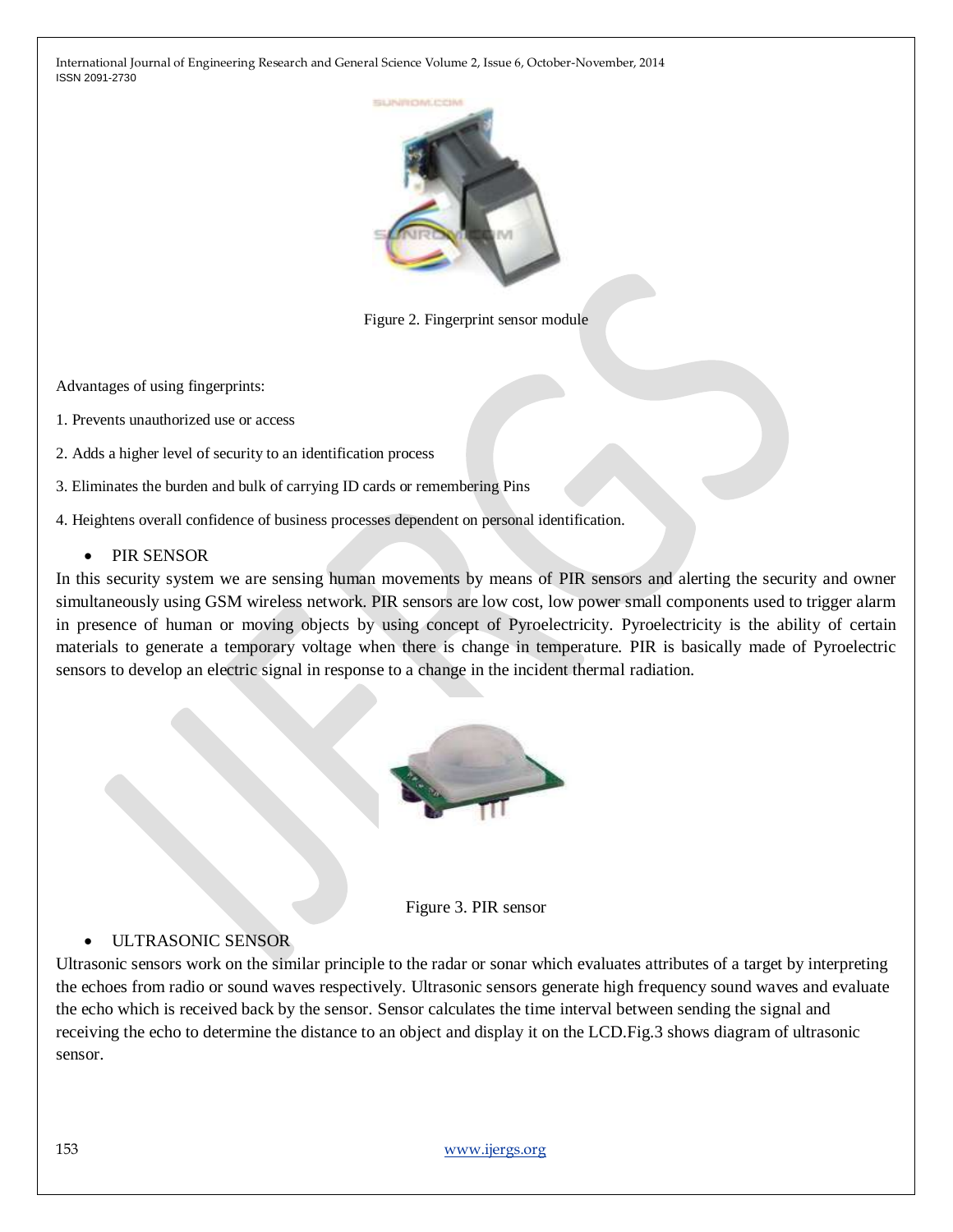Figure 2. Fingerprint sensor module

Advantages of using fingerprints:

1. Prevents unauthorized use or access
2. Adds a higher level of security to an identification process
3. Eliminates the burden and bulk of carrying ID cards or remembering Pins
4. Heightens overall confidence of business processes dependent on personal identification.

- PIR SENSOR

In this security system we are sensing human movements by means of PIR sensors and alerting the security and owner simultaneously using GSM wireless network. PIR sensors are low cost, low power small components used to trigger alarm in presence of human or moving objects by using concept of Pyroelectricity. Pyroelectricity is the ability of certain materials to generate a temporary voltage when there is change in temperature. PIR is basically made of Pyroelectric sensors to develop an electric signal in response to a change in the incident thermal radiation.

Figure 3. PIR sensor

- ULTRASONIC SENSOR

Ultrasonic sensors work on the similar principle to the radar or sonar which evaluates attributes of a target by interpreting the echoes from radio or sound waves respectively. Ultrasonic sensors generate high frequency sound waves and evaluate the echo which is received back by the sensor. Sensor calculates the time interval between sending the signal and receiving the echo to determine the distance to an object and display it on the LCD.Fig.3 shows diagram of ultrasonic sensor.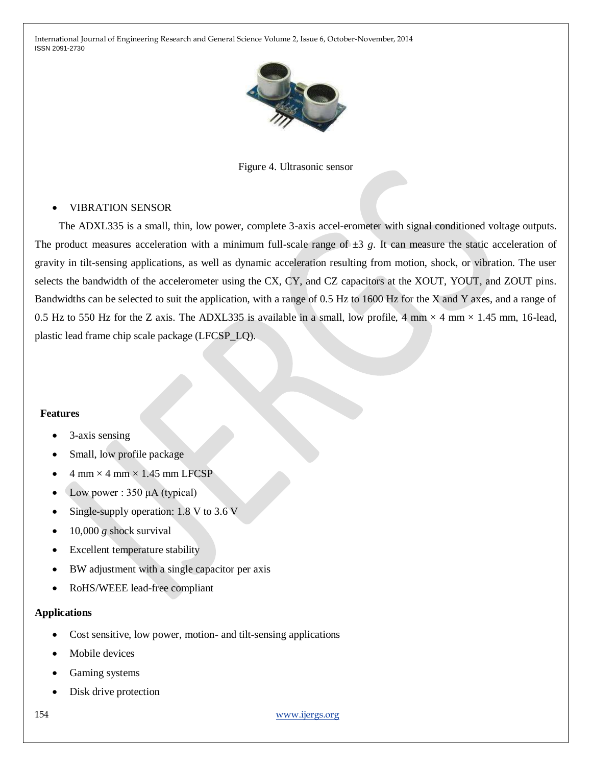Figure 4. Ultrasonic sensor

- VIBRATION SENSOR

The ADXL335 is a small, thin, low power, complete 3-axis accel-erometer with signal conditioned voltage outputs. The product measures acceleration with a minimum full-scale range of ±3 *g*. It can measure the static acceleration of gravity in tilt-sensing applications, as well as dynamic acceleration resulting from motion, shock, or vibration. The user selects the bandwidth of the accelerometer using the CX, CY, and CZ capacitors at the XOUT, YOUT, and ZOUT pins. Bandwidths can be selected to suit the application, with a range of 0.5 Hz to 1600 Hz for the X and Y axes, and a range of 0.5 Hz to 550 Hz for the Z axis. The ADXL335 is available in a small, low profile, 4 mm × 4 mm × 1.45 mm, 16-lead, plastic lead frame chip scale package (LFCSP_LQ).

**Features**

- 3-axis sensing
- Small, low profile package
- 4 mm × 4 mm × 1.45 mm LFCSP
- Low power : 350 µA (typical)
- Single-supply operation: 1.8 V to 3.6 V
- 10,000 *g* shock survival
- Excellent temperature stability
- BW adjustment with a single capacitor per axis
- RoHS/WEEE lead-free compliant

**Applications**

- Cost sensitive, low power, motion- and tilt-sensing applications
- Mobile devices
- Gaming systems
- Disk drive protection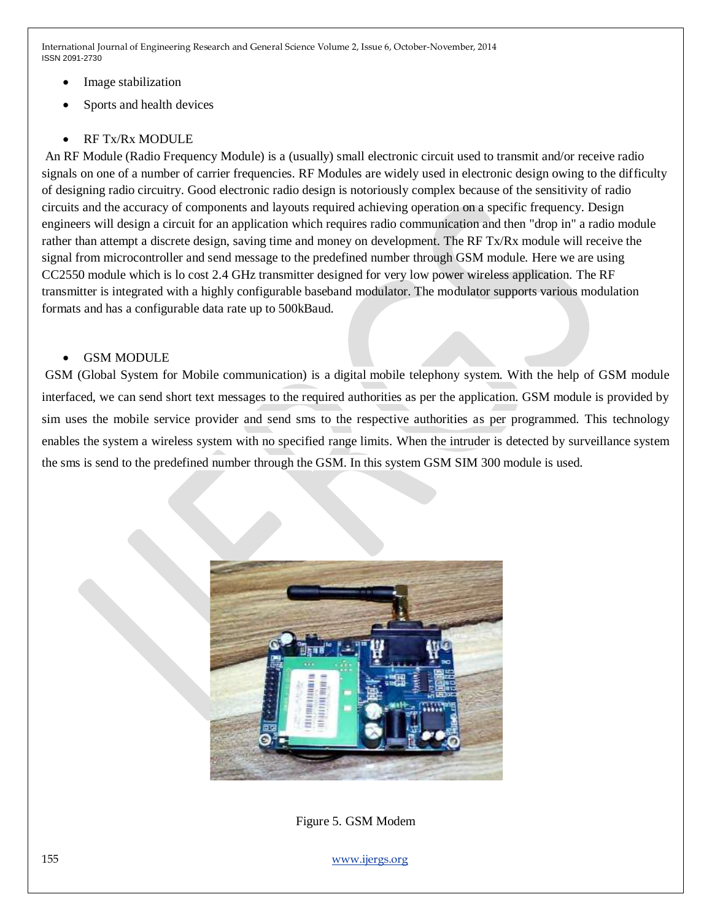- Image stabilization
- Sports and health devices

- RF Tx/Rx MODULE

An RF Module (Radio Frequency Module) is a (usually) small electronic circuit used to transmit and/or receive radio signals on one of a number of carrier frequencies. RF Modules are widely used in electronic design owing to the difficulty of designing radio circuitry. Good electronic radio design is notoriously complex because of the sensitivity of radio circuits and the accuracy of components and layouts required achieving operation on a specific frequency. Design engineers will design a circuit for an application which requires radio communication and then "drop in" a radio module rather than attempt a discrete design, saving time and money on development. The RF Tx/Rx module will receive the signal from microcontroller and send message to the predefined number through GSM module. Here we are using CC2550 module which is lo cost 2.4 GHz transmitter designed for very low power wireless application. The RF transmitter is integrated with a highly configurable baseband modulator. The modulator supports various modulation formats and has a configurable data rate up to 500kBaud.

- GSM MODULE

GSM (Global System for Mobile communication) is a digital mobile telephony system. With the help of GSM module interfaced, we can send short text messages to the required authorities as per the application. GSM module is provided by sim uses the mobile service provider and send sms to the respective authorities as per programmed. This technology enables the system a wireless system with no specified range limits. When the intruder is detected by surveillance system the sms is send to the predefined number through the GSM. In this system GSM SIM 300 module is used.

Figure 5. GSM Modem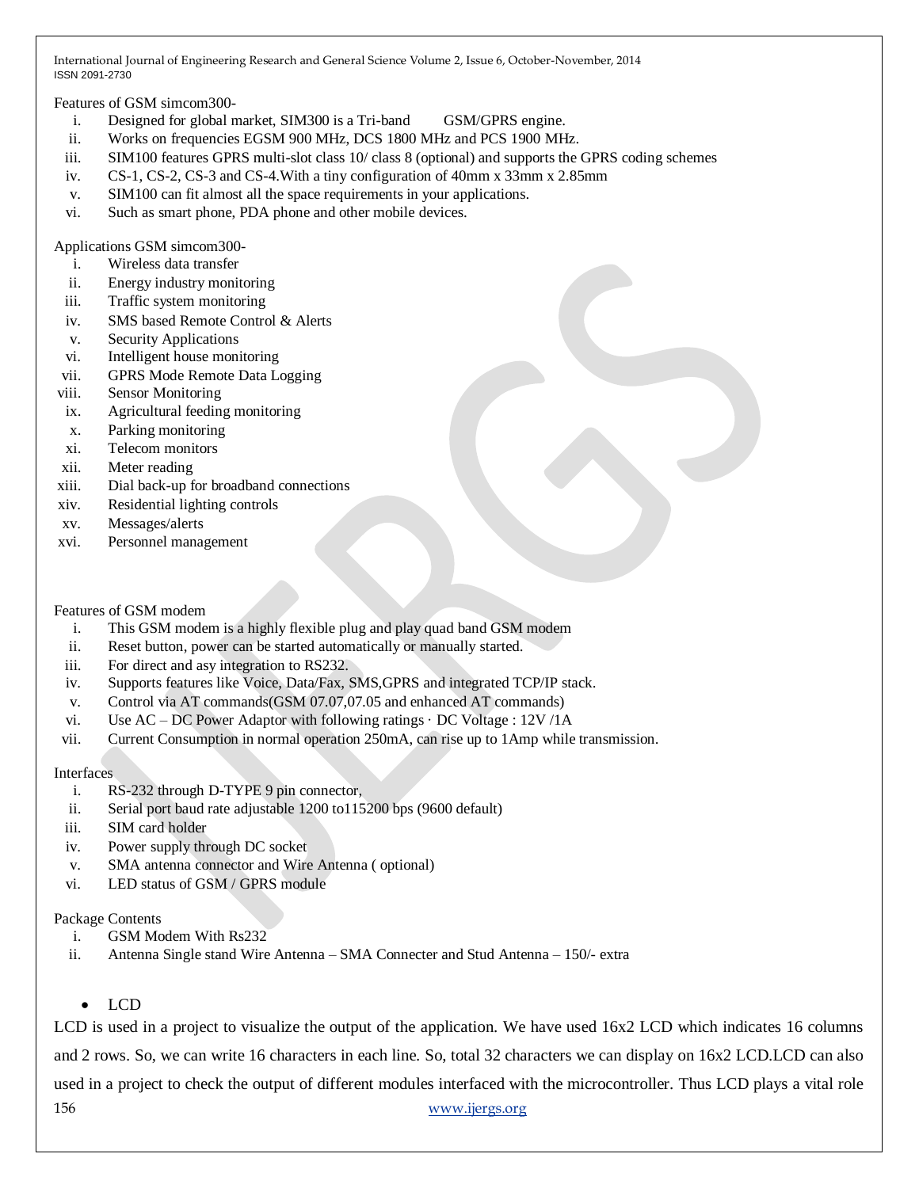Features of GSM simcom300-

i. Designed for global market, SIM300 is a Tri-band GSM/GPRS engine.
ii. Works on frequencies EGSM 900 MHz, DCS 1800 MHz and PCS 1900 MHz.
iii. SIM100 features GPRS multi-slot class 10/ class 8 (optional) and supports the GPRS coding schemes
iv. CS-1, CS-2, CS-3 and CS-4.With a tiny configuration of 40mm x 33mm x 2.85mm
v. SIM100 can fit almost all the space requirements in your applications.
vi. Such as smart phone, PDA phone and other mobile devices.

Applications GSM simcom300-

i. Wireless data transfer
ii. Energy industry monitoring
iii. Traffic system monitoring
iv. SMS based Remote Control & Alerts
v. Security Applications
vi. Intelligent house monitoring
vii. GPRS Mode Remote Data Logging
viii. Sensor Monitoring
ix. Agricultural feeding monitoring
x. Parking monitoring
xi. Telecom monitors
xii. Meter reading
xiii. Dial back-up for broadband connections
xiv. Residential lighting controls
xv. Messages/alerts
xvi. Personnel management

Features of GSM modem

i. This GSM modem is a highly flexible plug and play quad band GSM modem
ii. Reset button, power can be started automatically or manually started.
iii. For direct and asy integration to RS232.
iv. Supports features like Voice, Data/Fax, SMS,GPRS and integrated TCP/IP stack.
v. Control via AT commands(GSM 07.07,07.05 and enhanced AT commands)
vi. Use AC – DC Power Adaptor with following ratings · DC Voltage : 12V /1A
vii. Current Consumption in normal operation 250mA, can rise up to 1Amp while transmission.

Interfaces

i. RS-232 through D-TYPE 9 pin connector,
ii. Serial port baud rate adjustable 1200 to115200 bps (9600 default)
iii. SIM card holder
iv. Power supply through DC socket
v. SMA antenna connector and Wire Antenna ( optional)
vi. LED status of GSM / GPRS module

Package Contents

i. GSM Modem With Rs232
ii. Antenna Single stand Wire Antenna – SMA Connecter and Stud Antenna – 150/- extra

- LCD

LCD is used in a project to visualize the output of the application. We have used 16x2 LCD which indicates 16 columns and 2 rows. So, we can write 16 characters in each line. So, total 32 characters we can display on 16x2 LCD.LCD can also used in a project to check the output of different modules interfaced with the microcontroller. Thus LCD plays a vital role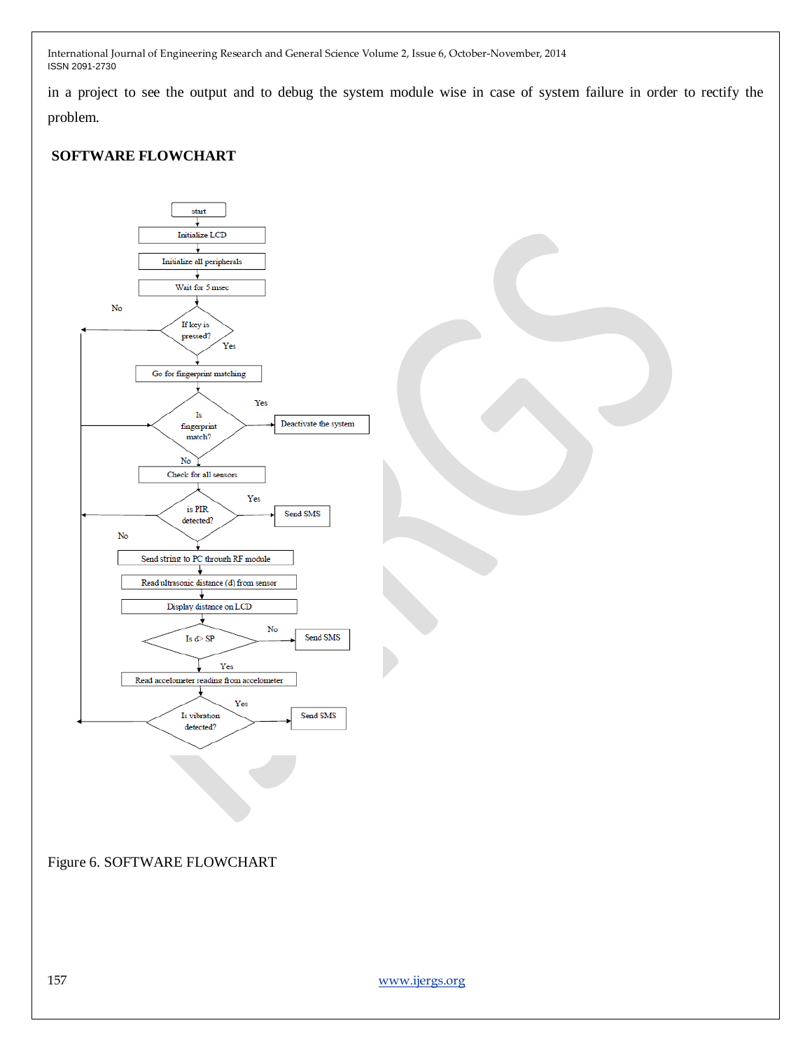in a project to see the output and to debug the system module wise in case of system failure in order to rectify the problem.

## SOFTWARE FLOWCHART

Figure 6. SOFTWARE FLOWCHART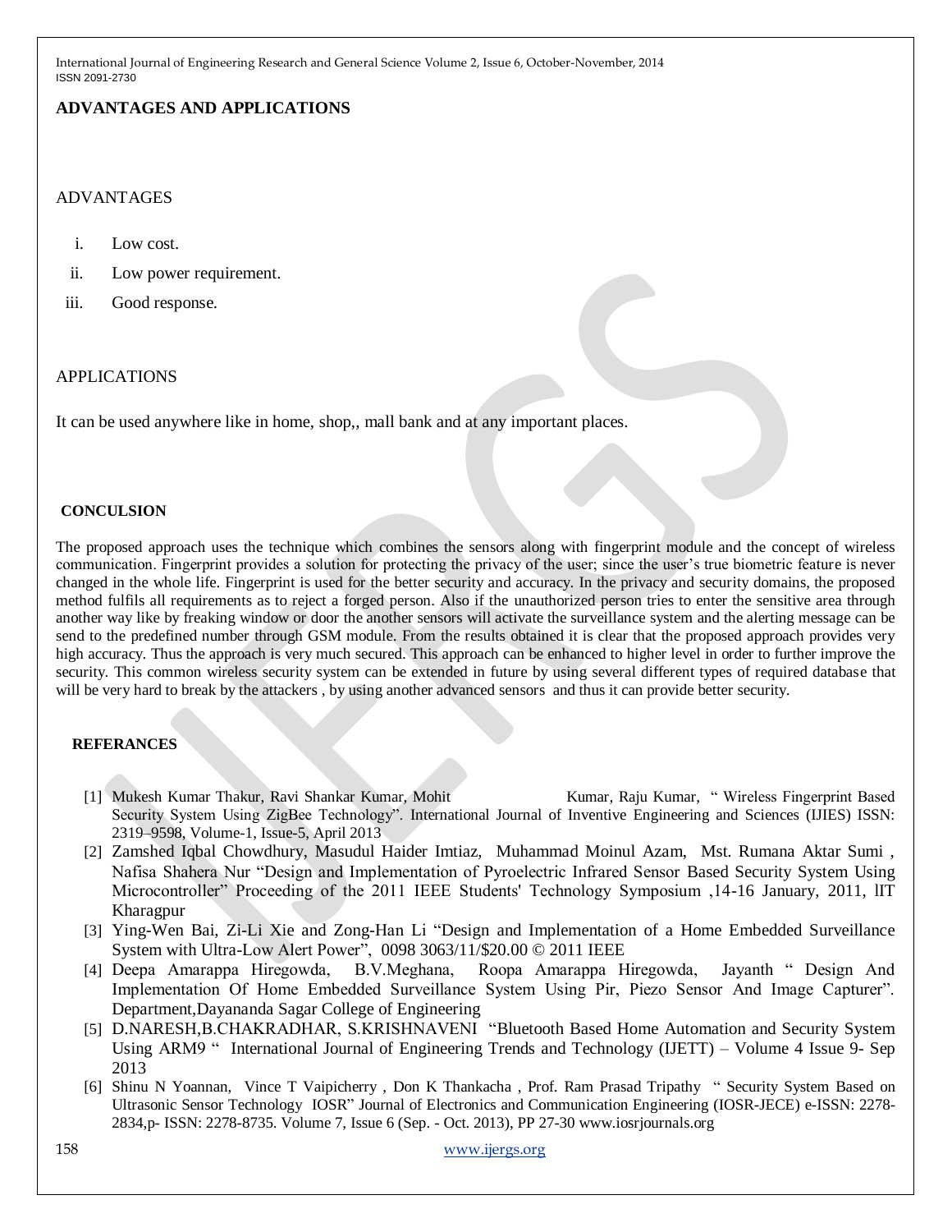## ADVANTAGES AND APPLICATIONS

### ADVANTAGES

i. Low cost.
ii. Low power requirement.
iii. Good response.

### APPLICATIONS

It can be used anywhere like in home, shop,, mall bank and at any important places.

## CONCULSION

The proposed approach uses the technique which combines the sensors along with fingerprint module and the concept of wireless communication. Fingerprint provides a solution for protecting the privacy of the user; since the user's true biometric feature is never changed in the whole life. Fingerprint is used for the better security and accuracy. In the privacy and security domains, the proposed method fulfils all requirements as to reject a forged person. Also if the unauthorized person tries to enter the sensitive area through another way like by freaking window or door the another sensors will activate the surveillance system and the alerting message can be send to the predefined number through GSM module. From the results obtained it is clear that the proposed approach provides very high accuracy. Thus the approach is very much secured. This approach can be enhanced to higher level in order to further improve the security. This common wireless security system can be extended in future by using several different types of required database that will be very hard to break by the attackers , by using another advanced sensors and thus it can provide better security.

## REFERANCES

[1] Mukesh Kumar Thakur, Ravi Shankar Kumar, Mohit Kumar, Raju Kumar, " Wireless Fingerprint Based Security System Using ZigBee Technology". International Journal of Inventive Engineering and Sciences (IJIES) ISSN: 2319–9598, Volume-1, Issue-5, April 2013

[2] Zamshed Iqbal Chowdhury, Masudul Haider Imtiaz, Muhammad Moinul Azam, Mst. Rumana Aktar Sumi , Nafisa Shahera Nur "Design and Implementation of Pyroelectric Infrared Sensor Based Security System Using Microcontroller" Proceeding of the 2011 IEEE Students' Technology Symposium ,14-16 January, 2011, lIT Kharagpur

[3] Ying-Wen Bai, Zi-Li Xie and Zong-Han Li "Design and Implementation of a Home Embedded Surveillance System with Ultra-Low Alert Power", 0098 3063/11/$20.00 © 2011 IEEE

[4] Deepa Amarappa Hiregowda, B.V.Meghana, Roopa Amarappa Hiregowda, Jayanth " Design And Implementation Of Home Embedded Surveillance System Using Pir, Piezo Sensor And Image Capturer". Department,Dayananda Sagar College of Engineering

[5] D.NARESH,B.CHAKRADHAR, S.KRISHNAVENI "Bluetooth Based Home Automation and Security System Using ARM9 " International Journal of Engineering Trends and Technology (IJETT) – Volume 4 Issue 9- Sep 2013

[6] Shinu N Yoannan, Vince T Vaipicherry , Don K Thankacha , Prof. Ram Prasad Tripathy " Security System Based on Ultrasonic Sensor Technology IOSR" Journal of Electronics and Communication Engineering (IOSR-JECE) e-ISSN: 2278-2834,p- ISSN: 2278-8735. Volume 7, Issue 6 (Sep. - Oct. 2013), PP 27-30 www.iosrjournals.org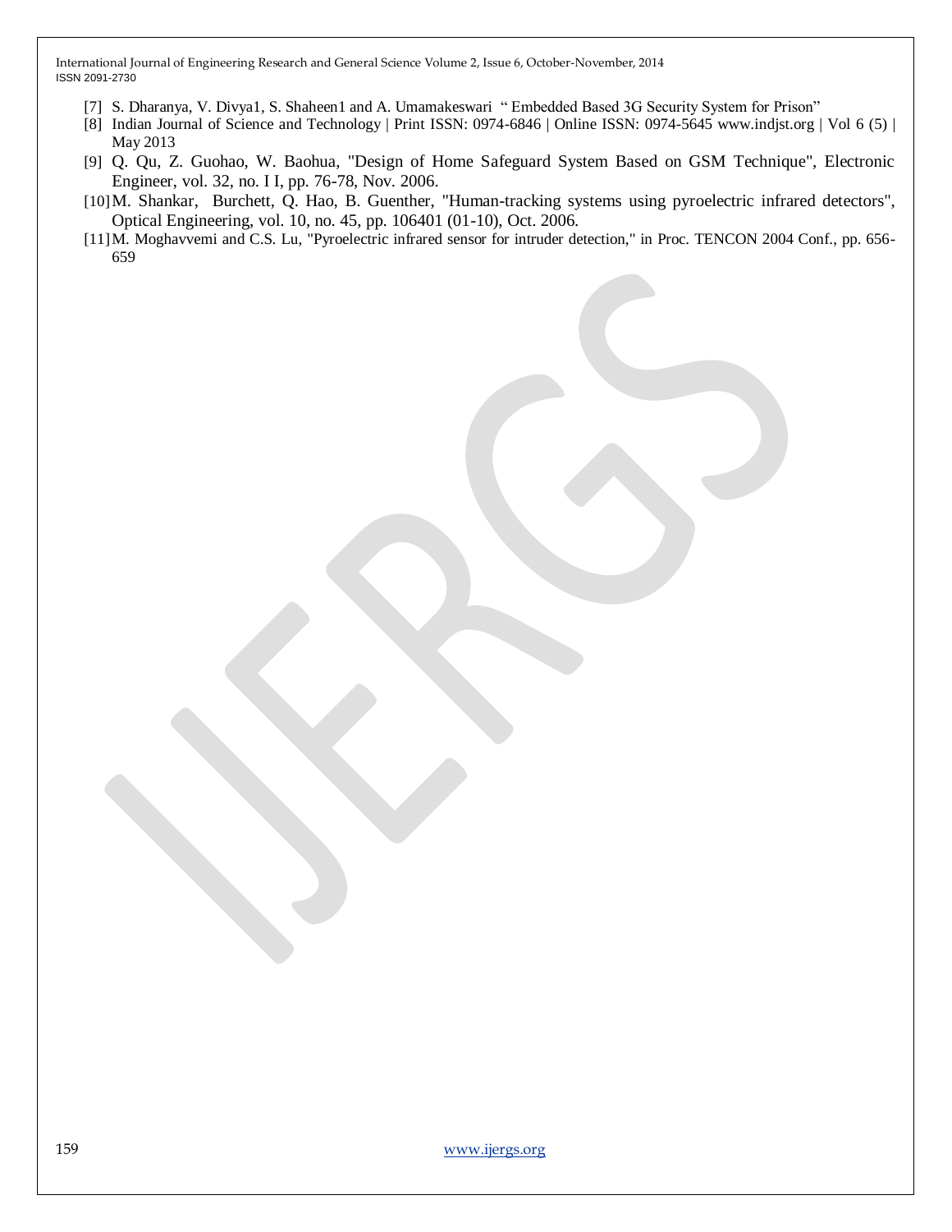[7] S. Dharanya, V. Divya1, S. Shaheen1 and A. Umamakeswari " Embedded Based 3G Security System for Prison"

[8] Indian Journal of Science and Technology | Print ISSN: 0974-6846 | Online ISSN: 0974-5645 www.indjst.org | Vol 6 (5) | May 2013

[9] Q. Qu, Z. Guohao, W. Baohua, "Design of Home Safeguard System Based on GSM Technique", Electronic Engineer, vol. 32, no. I I, pp. 76-78, Nov. 2006.

[10] M. Shankar, Burchett, Q. Hao, B. Guenther, "Human-tracking systems using pyroelectric infrared detectors", Optical Engineering, vol. 10, no. 45, pp. 106401 (01-10), Oct. 2006.

[11] M. Moghavvemi and C.S. Lu, "Pyroelectric infrared sensor for intruder detection," in Proc. TENCON 2004 Conf., pp. 656-659